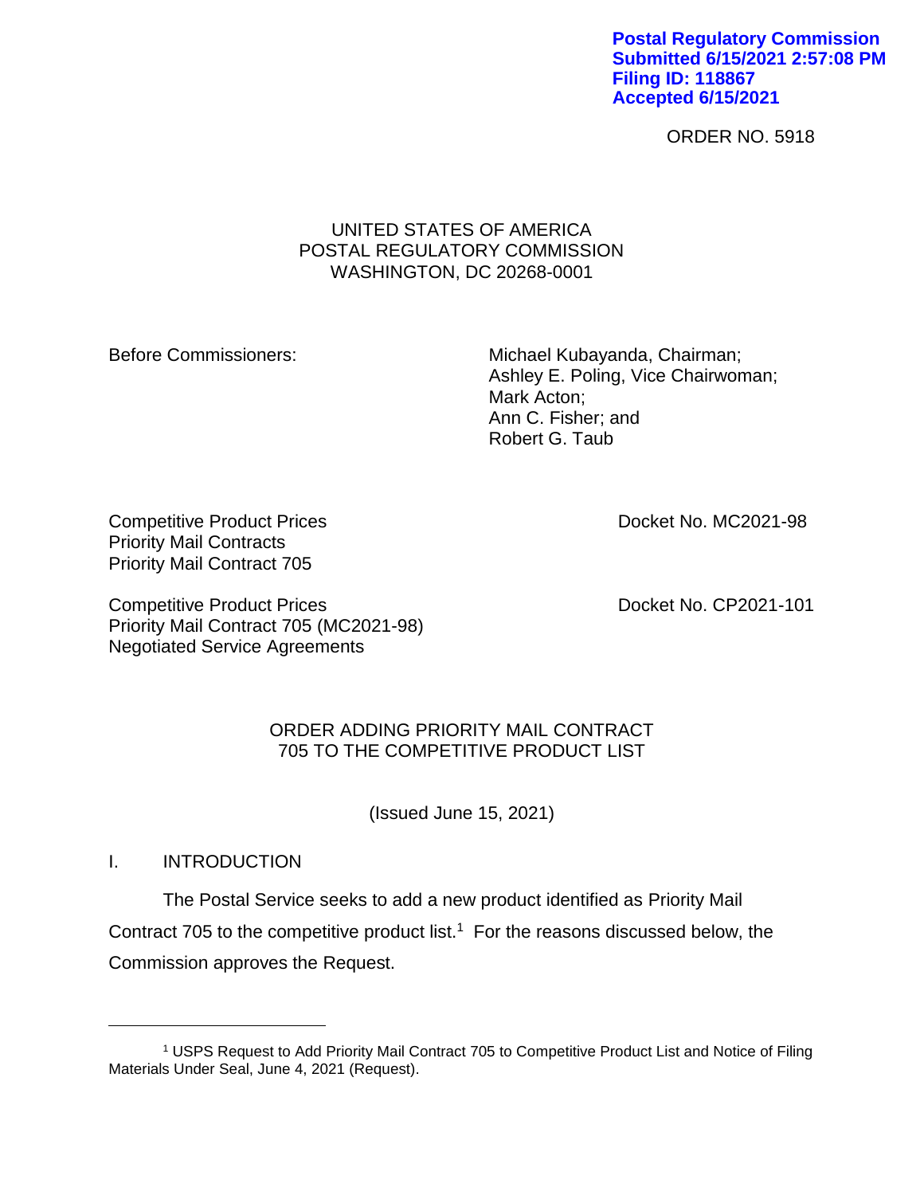Postal Regulatory Commission
Submitted 6/15/2021 2:57:08 PM
Filing ID: 118867
Accepted 6/15/2021

ORDER NO. 5918

UNITED STATES OF AMERICA
POSTAL REGULATORY COMMISSION
WASHINGTON, DC 20268-0001

Before Commissioners:

Michael Kubayanda, Chairman;
Ashley E. Poling, Vice Chairwoman;
Mark Acton;
Ann C. Fisher; and
Robert G. Taub

Competitive Product Prices
Priority Mail Contracts
Priority Mail Contract 705

Docket No. MC2021-98

Competitive Product Prices
Priority Mail Contract 705 (MC2021-98)
Negotiated Service Agreements

Docket No. CP2021-101

ORDER ADDING PRIORITY MAIL CONTRACT 705 TO THE COMPETITIVE PRODUCT LIST

(Issued June 15, 2021)

## I. INTRODUCTION

The Postal Service seeks to add a new product identified as Priority Mail Contract 705 to the competitive product list.[1] For the reasons discussed below, the Commission approves the Request.

---

[1] USPS Request to Add Priority Mail Contract 705 to Competitive Product List and Notice of Filing Materials Under Seal, June 4, 2021 (Request).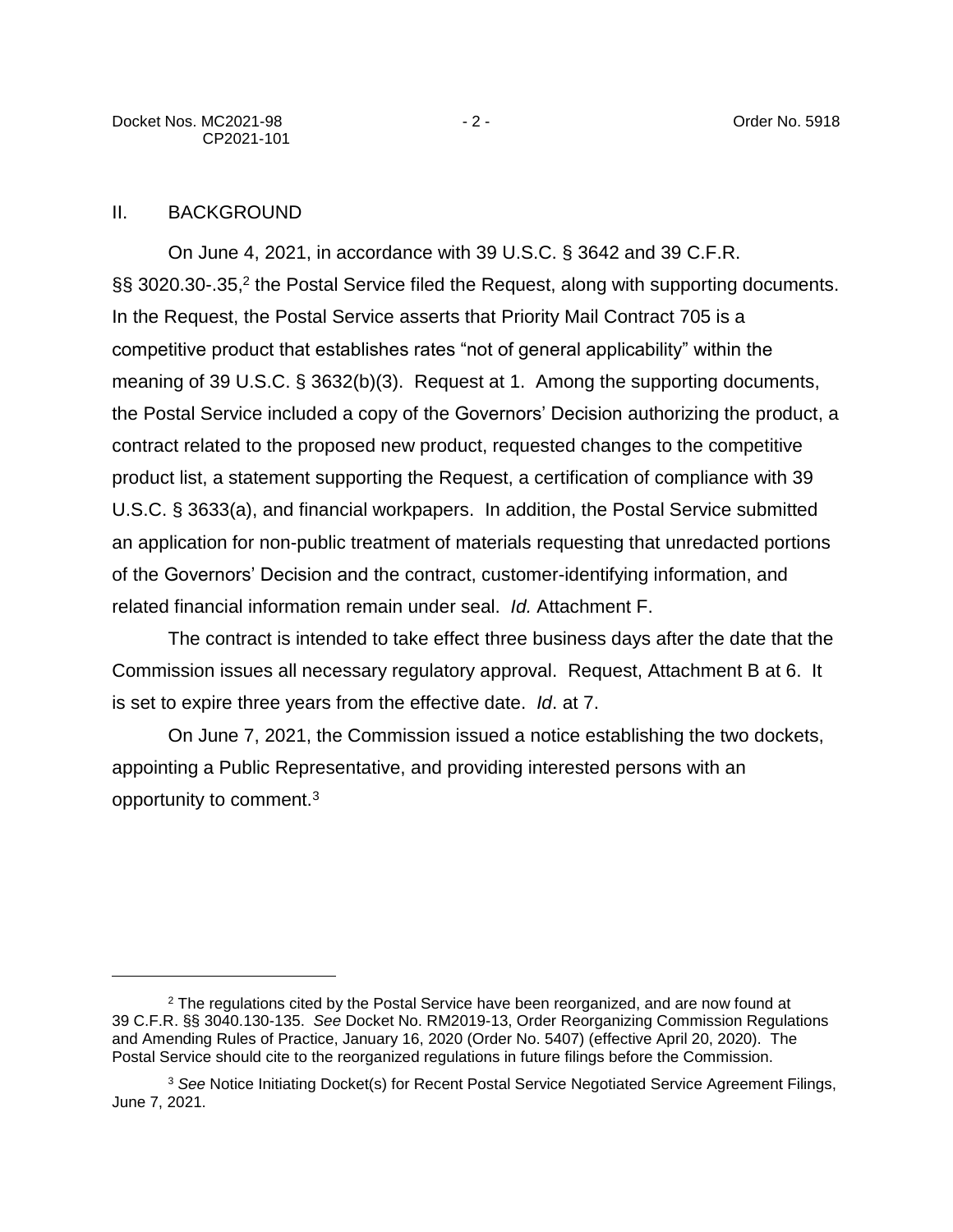## II. BACKGROUND

On June 4, 2021, in accordance with 39 U.S.C. § 3642 and 39 C.F.R. §§ 3020.30-.35,[2] the Postal Service filed the Request, along with supporting documents. In the Request, the Postal Service asserts that Priority Mail Contract 705 is a competitive product that establishes rates "not of general applicability" within the meaning of 39 U.S.C. § 3632(b)(3). Request at 1. Among the supporting documents, the Postal Service included a copy of the Governors' Decision authorizing the product, a contract related to the proposed new product, requested changes to the competitive product list, a statement supporting the Request, a certification of compliance with 39 U.S.C. § 3633(a), and financial workpapers. In addition, the Postal Service submitted an application for non-public treatment of materials requesting that unredacted portions of the Governors' Decision and the contract, customer-identifying information, and related financial information remain under seal. *Id.* Attachment F.

The contract is intended to take effect three business days after the date that the Commission issues all necessary regulatory approval. Request, Attachment B at 6. It is set to expire three years from the effective date. *Id*. at 7.

On June 7, 2021, the Commission issued a notice establishing the two dockets, appointing a Public Representative, and providing interested persons with an opportunity to comment.[3]

---

[2] The regulations cited by the Postal Service have been reorganized, and are now found at 39 C.F.R. §§ 3040.130-135. *See* Docket No. RM2019-13, Order Reorganizing Commission Regulations and Amending Rules of Practice, January 16, 2020 (Order No. 5407) (effective April 20, 2020). The Postal Service should cite to the reorganized regulations in future filings before the Commission.

[3] *See* Notice Initiating Docket(s) for Recent Postal Service Negotiated Service Agreement Filings, June 7, 2021.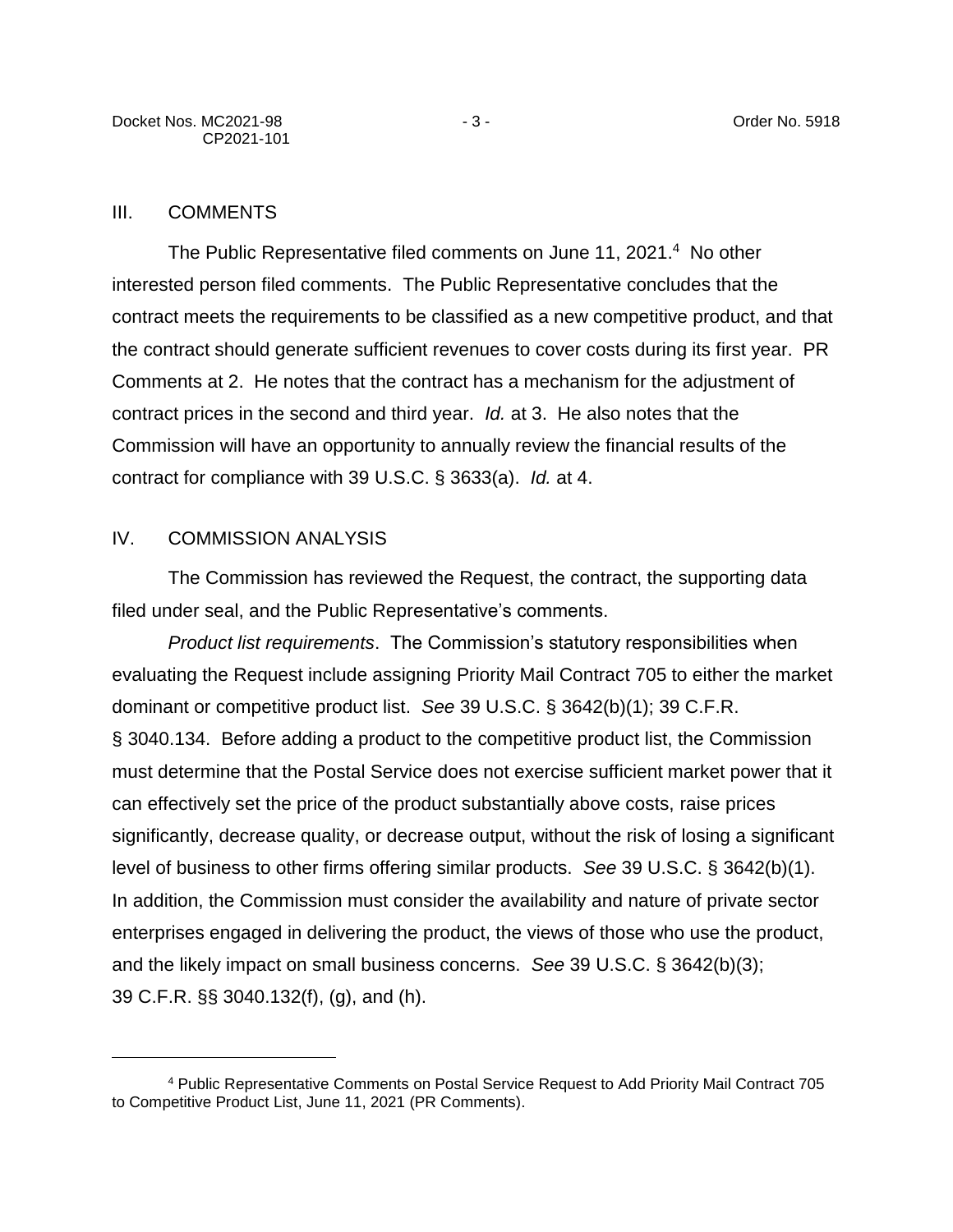## III. COMMENTS

The Public Representative filed comments on June 11, 2021.[4] No other interested person filed comments. The Public Representative concludes that the contract meets the requirements to be classified as a new competitive product, and that the contract should generate sufficient revenues to cover costs during its first year. PR Comments at 2. He notes that the contract has a mechanism for the adjustment of contract prices in the second and third year. *Id.* at 3. He also notes that the Commission will have an opportunity to annually review the financial results of the contract for compliance with 39 U.S.C. § 3633(a). *Id.* at 4.

## IV. COMMISSION ANALYSIS

The Commission has reviewed the Request, the contract, the supporting data filed under seal, and the Public Representative's comments.

*Product list requirements*. The Commission's statutory responsibilities when evaluating the Request include assigning Priority Mail Contract 705 to either the market dominant or competitive product list. *See* 39 U.S.C. § 3642(b)(1); 39 C.F.R. § 3040.134. Before adding a product to the competitive product list, the Commission must determine that the Postal Service does not exercise sufficient market power that it can effectively set the price of the product substantially above costs, raise prices significantly, decrease quality, or decrease output, without the risk of losing a significant level of business to other firms offering similar products. *See* 39 U.S.C. § 3642(b)(1). In addition, the Commission must consider the availability and nature of private sector enterprises engaged in delivering the product, the views of those who use the product, and the likely impact on small business concerns. *See* 39 U.S.C. § 3642(b)(3); 39 C.F.R. §§ 3040.132(f), (g), and (h).

---

[4] Public Representative Comments on Postal Service Request to Add Priority Mail Contract 705 to Competitive Product List, June 11, 2021 (PR Comments).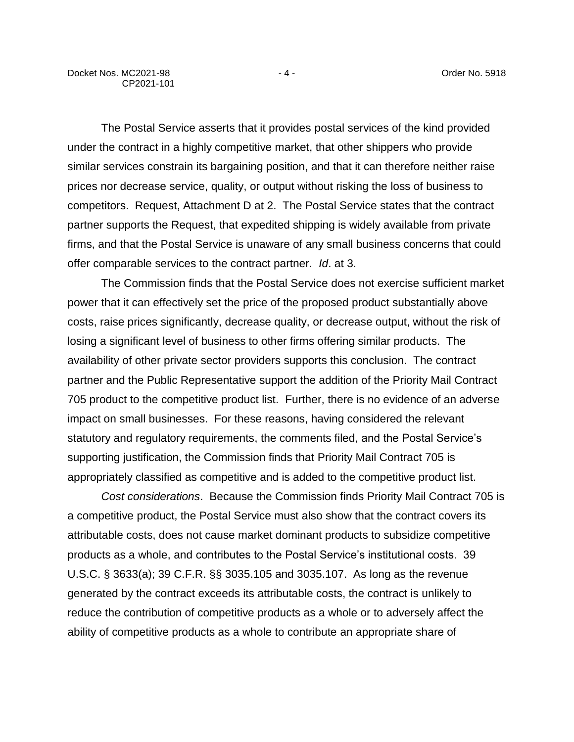The Postal Service asserts that it provides postal services of the kind provided under the contract in a highly competitive market, that other shippers who provide similar services constrain its bargaining position, and that it can therefore neither raise prices nor decrease service, quality, or output without risking the loss of business to competitors. Request, Attachment D at 2. The Postal Service states that the contract partner supports the Request, that expedited shipping is widely available from private firms, and that the Postal Service is unaware of any small business concerns that could offer comparable services to the contract partner. *Id*. at 3.

The Commission finds that the Postal Service does not exercise sufficient market power that it can effectively set the price of the proposed product substantially above costs, raise prices significantly, decrease quality, or decrease output, without the risk of losing a significant level of business to other firms offering similar products. The availability of other private sector providers supports this conclusion. The contract partner and the Public Representative support the addition of the Priority Mail Contract 705 product to the competitive product list. Further, there is no evidence of an adverse impact on small businesses. For these reasons, having considered the relevant statutory and regulatory requirements, the comments filed, and the Postal Service's supporting justification, the Commission finds that Priority Mail Contract 705 is appropriately classified as competitive and is added to the competitive product list.

*Cost considerations*. Because the Commission finds Priority Mail Contract 705 is a competitive product, the Postal Service must also show that the contract covers its attributable costs, does not cause market dominant products to subsidize competitive products as a whole, and contributes to the Postal Service's institutional costs. 39 U.S.C. § 3633(a); 39 C.F.R. §§ 3035.105 and 3035.107. As long as the revenue generated by the contract exceeds its attributable costs, the contract is unlikely to reduce the contribution of competitive products as a whole or to adversely affect the ability of competitive products as a whole to contribute an appropriate share of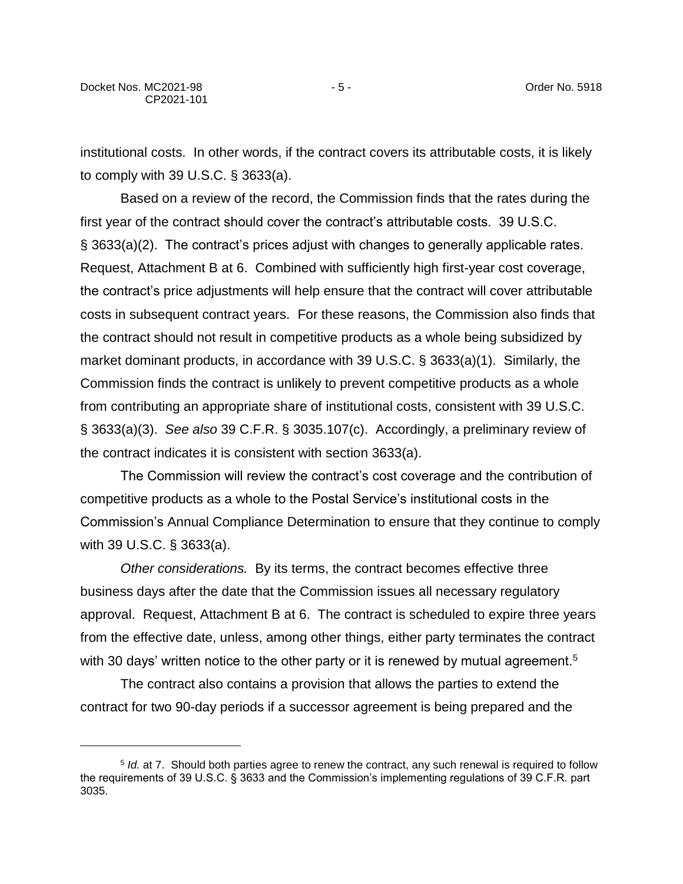institutional costs. In other words, if the contract covers its attributable costs, it is likely to comply with 39 U.S.C. § 3633(a).

Based on a review of the record, the Commission finds that the rates during the first year of the contract should cover the contract's attributable costs. 39 U.S.C. § 3633(a)(2). The contract's prices adjust with changes to generally applicable rates. Request, Attachment B at 6. Combined with sufficiently high first-year cost coverage, the contract's price adjustments will help ensure that the contract will cover attributable costs in subsequent contract years. For these reasons, the Commission also finds that the contract should not result in competitive products as a whole being subsidized by market dominant products, in accordance with 39 U.S.C. § 3633(a)(1). Similarly, the Commission finds the contract is unlikely to prevent competitive products as a whole from contributing an appropriate share of institutional costs, consistent with 39 U.S.C. § 3633(a)(3). *See also* 39 C.F.R. § 3035.107(c). Accordingly, a preliminary review of the contract indicates it is consistent with section 3633(a).

The Commission will review the contract's cost coverage and the contribution of competitive products as a whole to the Postal Service's institutional costs in the Commission's Annual Compliance Determination to ensure that they continue to comply with 39 U.S.C. § 3633(a).

*Other considerations.* By its terms, the contract becomes effective three business days after the date that the Commission issues all necessary regulatory approval. Request, Attachment B at 6. The contract is scheduled to expire three years from the effective date, unless, among other things, either party terminates the contract with 30 days' written notice to the other party or it is renewed by mutual agreement.[5]

The contract also contains a provision that allows the parties to extend the contract for two 90-day periods if a successor agreement is being prepared and the

---

[5] *Id.* at 7. Should both parties agree to renew the contract, any such renewal is required to follow the requirements of 39 U.S.C. § 3633 and the Commission's implementing regulations of 39 C.F.R. part 3035.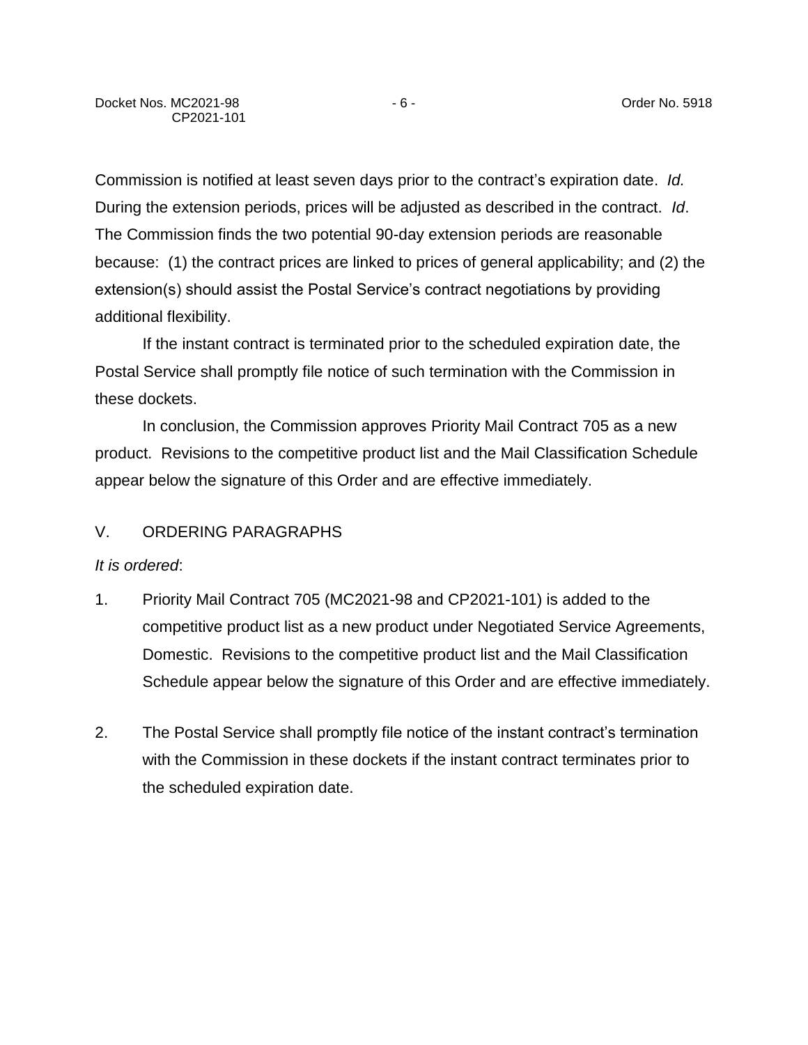Commission is notified at least seven days prior to the contract's expiration date. *Id.* During the extension periods, prices will be adjusted as described in the contract. *Id*. The Commission finds the two potential 90-day extension periods are reasonable because: (1) the contract prices are linked to prices of general applicability; and (2) the extension(s) should assist the Postal Service's contract negotiations by providing additional flexibility.

If the instant contract is terminated prior to the scheduled expiration date, the Postal Service shall promptly file notice of such termination with the Commission in these dockets.

In conclusion, the Commission approves Priority Mail Contract 705 as a new product. Revisions to the competitive product list and the Mail Classification Schedule appear below the signature of this Order and are effective immediately.

## V. ORDERING PARAGRAPHS

*It is ordered*:

1. Priority Mail Contract 705 (MC2021-98 and CP2021-101) is added to the competitive product list as a new product under Negotiated Service Agreements, Domestic. Revisions to the competitive product list and the Mail Classification Schedule appear below the signature of this Order and are effective immediately.

2. The Postal Service shall promptly file notice of the instant contract's termination with the Commission in these dockets if the instant contract terminates prior to the scheduled expiration date.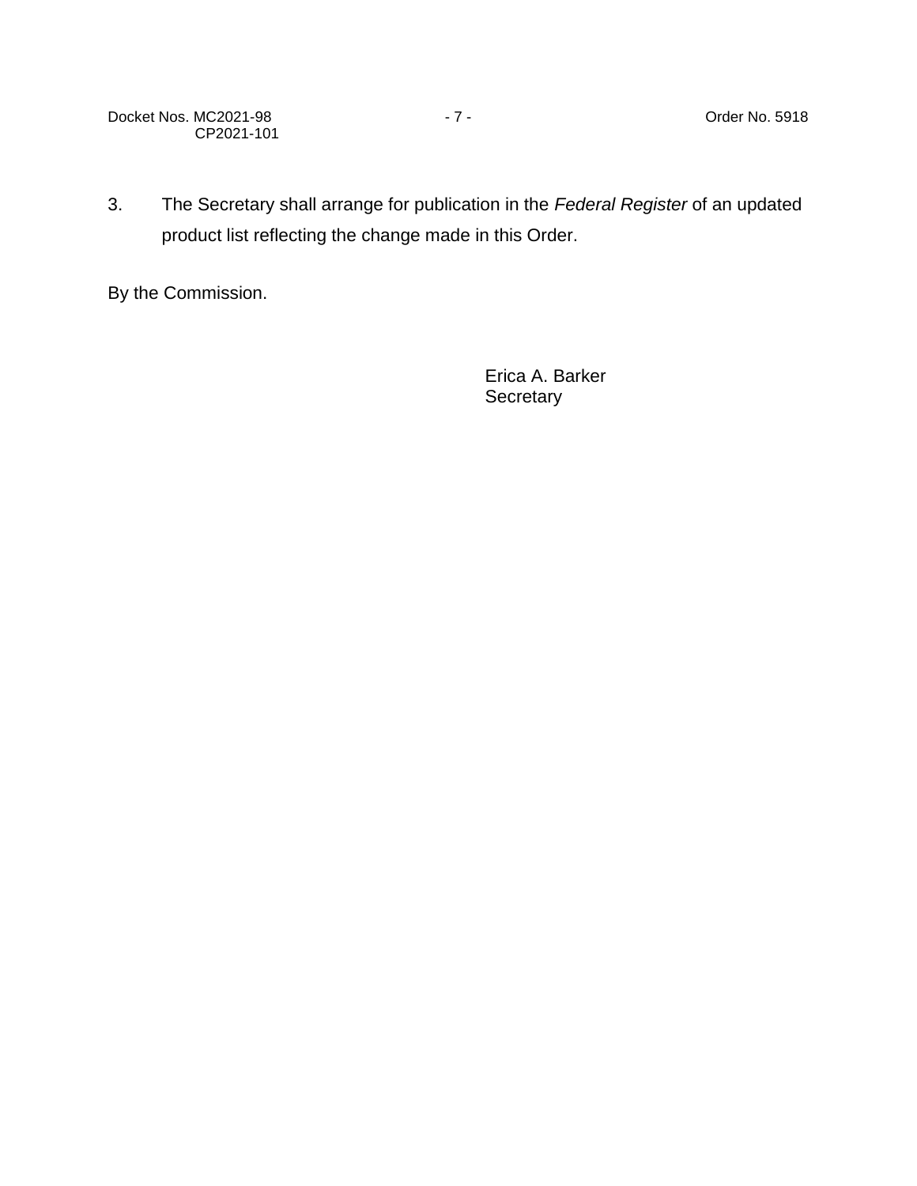3. The Secretary shall arrange for publication in the *Federal Register* of an updated product list reflecting the change made in this Order.

By the Commission.

Erica A. Barker
Secretary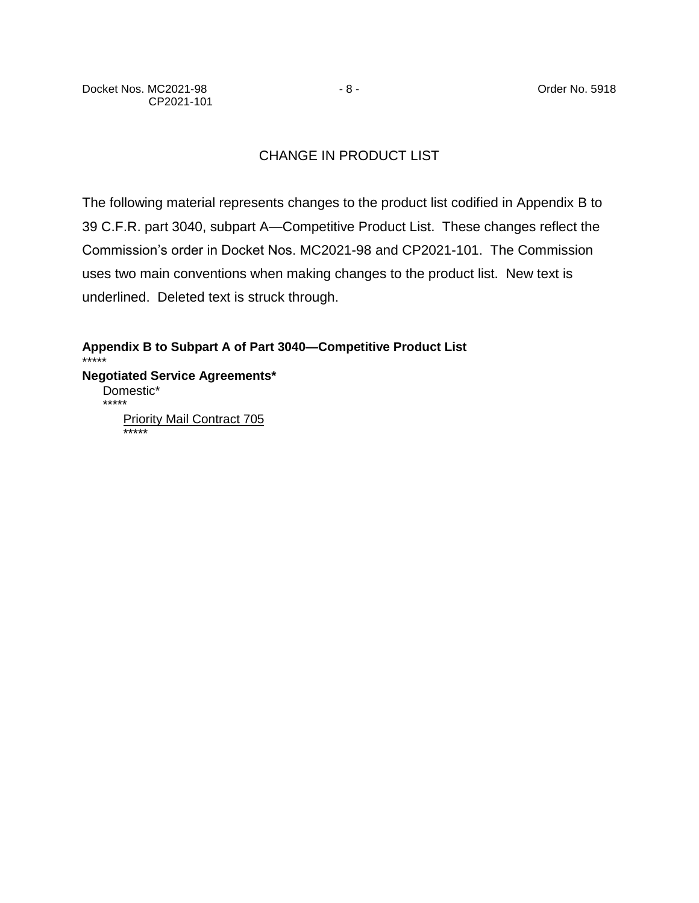# CHANGE IN PRODUCT LIST

The following material represents changes to the product list codified in Appendix B to 39 C.F.R. part 3040, subpart A—Competitive Product List. These changes reflect the Commission's order in Docket Nos. MC2021-98 and CP2021-101. The Commission uses two main conventions when making changes to the product list. New text is underlined. Deleted text is struck through.

**Appendix B to Subpart A of Part 3040—Competitive Product List**

*****

**Negotiated Service Agreements***

Domestic*

*****

<u>Priority Mail Contract 705</u>

*****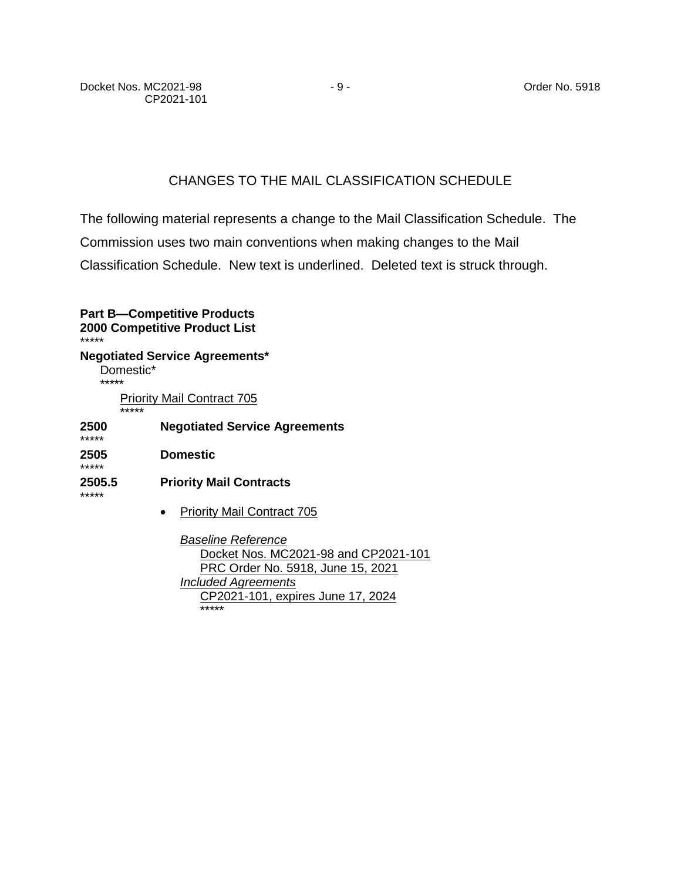CHANGES TO THE MAIL CLASSIFICATION SCHEDULE

The following material represents a change to the Mail Classification Schedule. The Commission uses two main conventions when making changes to the Mail Classification Schedule. New text is underlined. Deleted text is struck through.

**Part B—Competitive Products**
**2000 Competitive Product List**
*****

**Negotiated Service Agreements***
Domestic*
*****

<u>Priority Mail Contract 705</u>
*****

**2500 Negotiated Service Agreements**
*****

**2505 Domestic**
*****

**2505.5 Priority Mail Contracts**
*****

- <u>Priority Mail Contract 705</u>

  <u>*Baseline Reference*</u>
  <u>Docket Nos. MC2021-98 and CP2021-101</u>
  <u>PRC Order No. 5918, June 15, 2021</u>
  <u>*Included Agreements*</u>
  <u>CP2021-101, expires June 17, 2024</u>
  *****